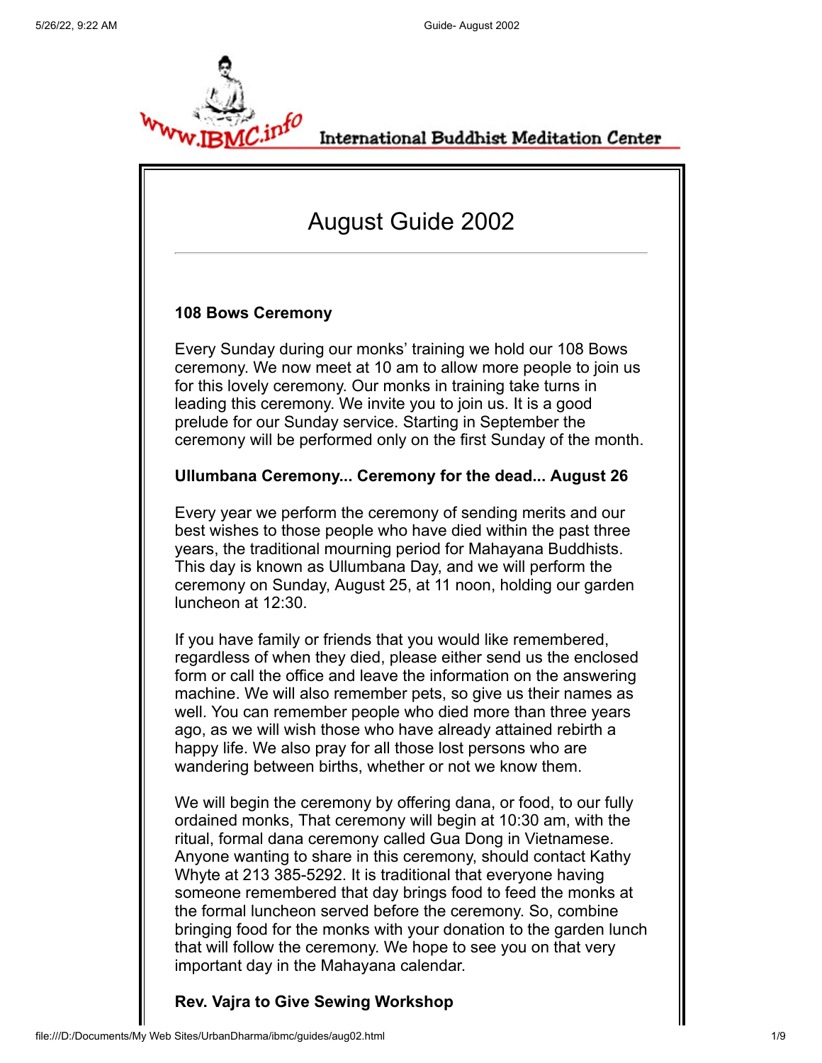International Buddhist Meditation Center

# August Guide 2002

---

### 108 Bows Ceremony

Every Sunday during our monks' training we hold our 108 Bows ceremony. We now meet at 10 am to allow more people to join us for this lovely ceremony. Our monks in training take turns in leading this ceremony. We invite you to join us. It is a good prelude for our Sunday service. Starting in September the ceremony will be performed only on the first Sunday of the month.

### Ullumbana Ceremony... Ceremony for the dead... August 26

Every year we perform the ceremony of sending merits and our best wishes to those people who have died within the past three years, the traditional mourning period for Mahayana Buddhists. This day is known as Ullumbana Day, and we will perform the ceremony on Sunday, August 25, at 11 noon, holding our garden luncheon at 12:30.

If you have family or friends that you would like remembered, regardless of when they died, please either send us the enclosed form or call the office and leave the information on the answering machine. We will also remember pets, so give us their names as well. You can remember people who died more than three years ago, as we will wish those who have already attained rebirth a happy life. We also pray for all those lost persons who are wandering between births, whether or not we know them.

We will begin the ceremony by offering dana, or food, to our fully ordained monks, That ceremony will begin at 10:30 am, with the ritual, formal dana ceremony called Gua Dong in Vietnamese. Anyone wanting to share in this ceremony, should contact Kathy Whyte at 213 385-5292. It is traditional that everyone having someone remembered that day brings food to feed the monks at the formal luncheon served before the ceremony. So, combine bringing food for the monks with your donation to the garden lunch that will follow the ceremony. We hope to see you on that very important day in the Mahayana calendar.

### Rev. Vajra to Give Sewing Workshop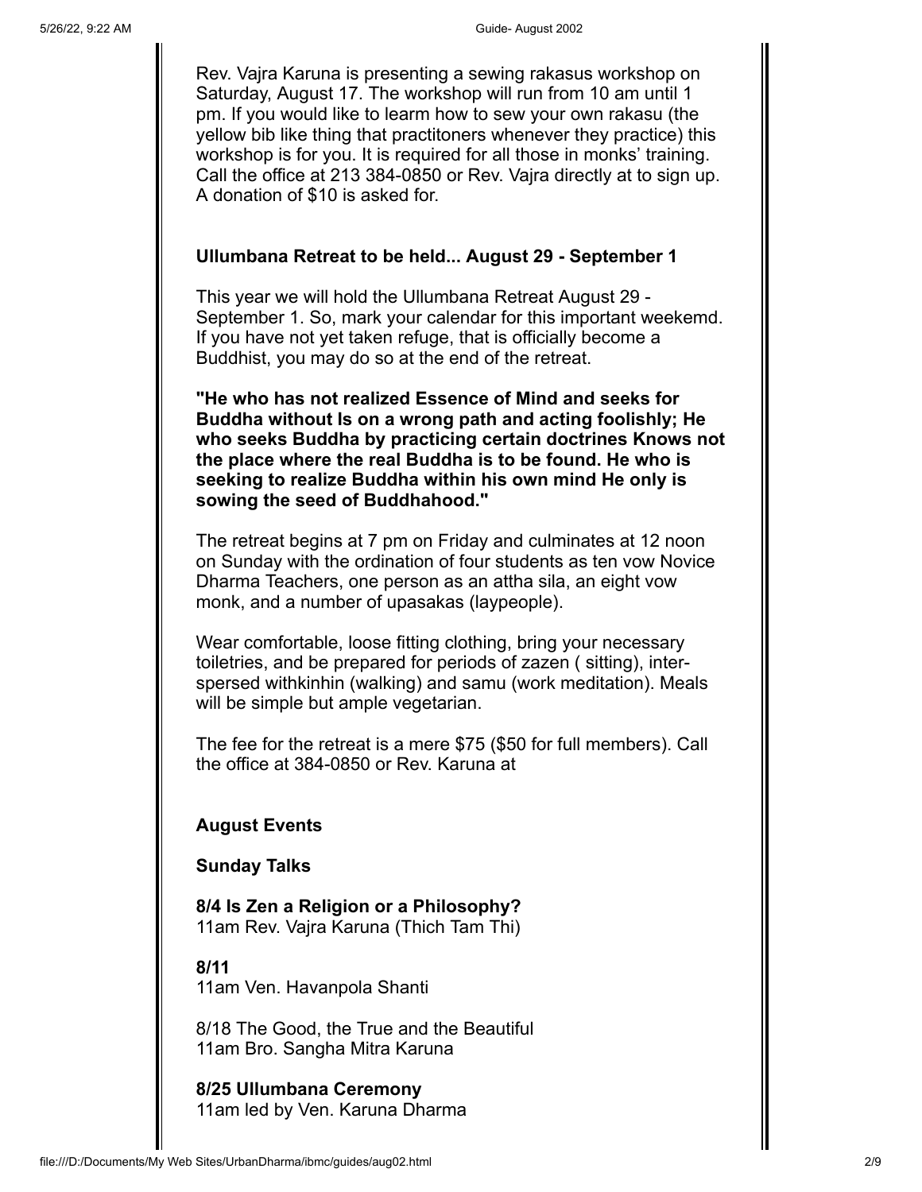Rev. Vajra Karuna is presenting a sewing rakasus workshop on Saturday, August 17. The workshop will run from 10 am until 1 pm. If you would like to learm how to sew your own rakasu (the yellow bib like thing that practitoners whenever they practice) this workshop is for you. It is required for all those in monks' training. Call the office at 213 384-0850 or Rev. Vajra directly at to sign up. A donation of $10 is asked for.

**Ullumbana Retreat to be held... August 29 - September 1**

This year we will hold the Ullumbana Retreat August 29 - September 1. So, mark your calendar for this important weekemd. If you have not yet taken refuge, that is officially become a Buddhist, you may do so at the end of the retreat.

**"He who has not realized Essence of Mind and seeks for Buddha without Is on a wrong path and acting foolishly; He who seeks Buddha by practicing certain doctrines Knows not the place where the real Buddha is to be found. He who is seeking to realize Buddha within his own mind He only is sowing the seed of Buddhahood."**

The retreat begins at 7 pm on Friday and culminates at 12 noon on Sunday with the ordination of four students as ten vow Novice Dharma Teachers, one person as an attha sila, an eight vow monk, and a number of upasakas (laypeople).

Wear comfortable, loose fitting clothing, bring your necessary toiletries, and be prepared for periods of zazen ( sitting), inter-spersed withkinhin (walking) and samu (work meditation). Meals will be simple but ample vegetarian.

The fee for the retreat is a mere $75 ($50 for full members). Call the office at 384-0850 or Rev. Karuna at

**August Events**

**Sunday Talks**

**8/4 Is Zen a Religion or a Philosophy?**
11am Rev. Vajra Karuna (Thich Tam Thi)

**8/11**
11am Ven. Havanpola Shanti

8/18 The Good, the True and the Beautiful
11am Bro. Sangha Mitra Karuna

**8/25 Ullumbana Ceremony**
11am led by Ven. Karuna Dharma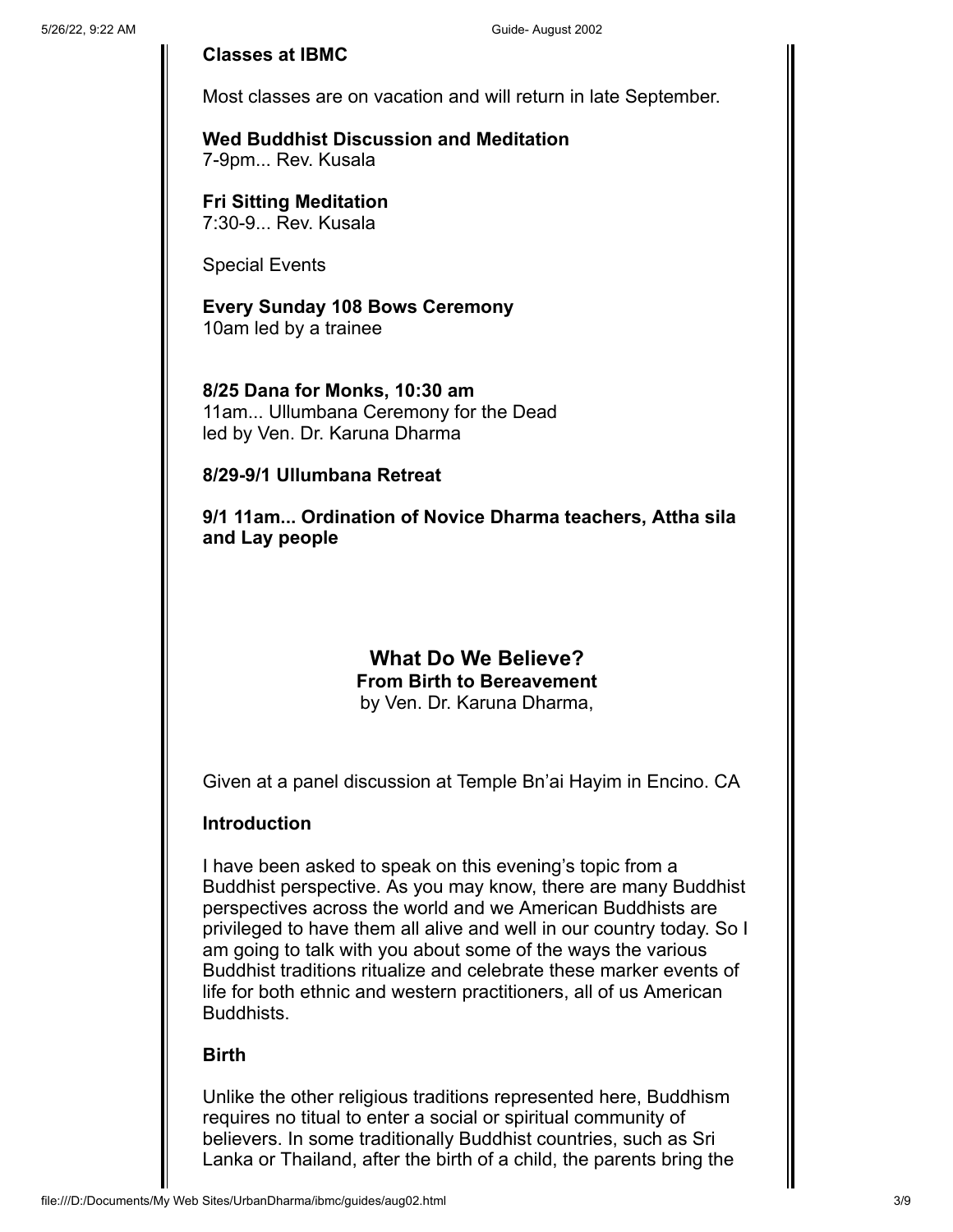**Classes at IBMC**

Most classes are on vacation and will return in late September.

**Wed Buddhist Discussion and Meditation**
7-9pm... Rev. Kusala

**Fri Sitting Meditation**
7:30-9... Rev. Kusala

Special Events

**Every Sunday 108 Bows Ceremony**
10am led by a trainee

**8/25 Dana for Monks, 10:30 am**
11am... Ullumbana Ceremony for the Dead
led by Ven. Dr. Karuna Dharma

**8/29-9/1 Ullumbana Retreat**

**9/1 11am... Ordination of Novice Dharma teachers, Attha sila and Lay people**

## What Do We Believe?

### From Birth to Bereavement

by Ven. Dr. Karuna Dharma,

Given at a panel discussion at Temple Bn'ai Hayim in Encino. CA

**Introduction**

I have been asked to speak on this evening's topic from a Buddhist perspective. As you may know, there are many Buddhist perspectives across the world and we American Buddhists are privileged to have them all alive and well in our country today. So I am going to talk with you about some of the ways the various Buddhist traditions ritualize and celebrate these marker events of life for both ethnic and western practitioners, all of us American Buddhists.

**Birth**

Unlike the other religious traditions represented here, Buddhism requires no titual to enter a social or spiritual community of believers. In some traditionally Buddhist countries, such as Sri Lanka or Thailand, after the birth of a child, the parents bring the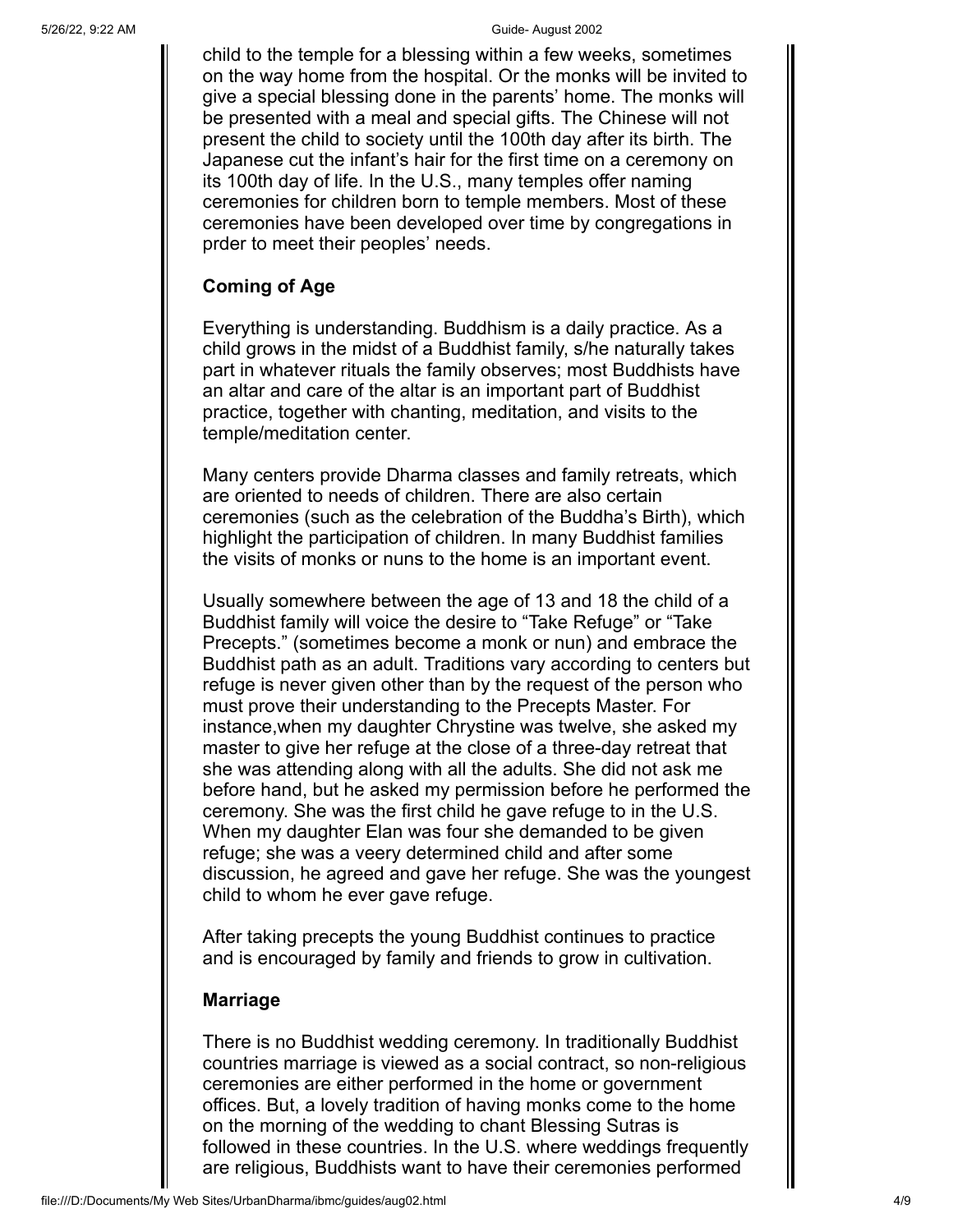child to the temple for a blessing within a few weeks, sometimes on the way home from the hospital. Or the monks will be invited to give a special blessing done in the parents' home. The monks will be presented with a meal and special gifts. The Chinese will not present the child to society until the 100th day after its birth. The Japanese cut the infant's hair for the first time on a ceremony on its 100th day of life. In the U.S., many temples offer naming ceremonies for children born to temple members. Most of these ceremonies have been developed over time by congregations in prder to meet their peoples' needs.

**Coming of Age**

Everything is understanding. Buddhism is a daily practice. As a child grows in the midst of a Buddhist family, s/he naturally takes part in whatever rituals the family observes; most Buddhists have an altar and care of the altar is an important part of Buddhist practice, together with chanting, meditation, and visits to the temple/meditation center.

Many centers provide Dharma classes and family retreats, which are oriented to needs of children. There are also certain ceremonies (such as the celebration of the Buddha's Birth), which highlight the participation of children. In many Buddhist families the visits of monks or nuns to the home is an important event.

Usually somewhere between the age of 13 and 18 the child of a Buddhist family will voice the desire to "Take Refuge" or "Take Precepts." (sometimes become a monk or nun) and embrace the Buddhist path as an adult. Traditions vary according to centers but refuge is never given other than by the request of the person who must prove their understanding to the Precepts Master. For instance,when my daughter Chrystine was twelve, she asked my master to give her refuge at the close of a three-day retreat that she was attending along with all the adults. She did not ask me before hand, but he asked my permission before he performed the ceremony. She was the first child he gave refuge to in the U.S. When my daughter Elan was four she demanded to be given refuge; she was a veery determined child and after some discussion, he agreed and gave her refuge. She was the youngest child to whom he ever gave refuge.

After taking precepts the young Buddhist continues to practice and is encouraged by family and friends to grow in cultivation.

**Marriage**

There is no Buddhist wedding ceremony. In traditionally Buddhist countries marriage is viewed as a social contract, so non-religious ceremonies are either performed in the home or government offices. But, a lovely tradition of having monks come to the home on the morning of the wedding to chant Blessing Sutras is followed in these countries. In the U.S. where weddings frequently are religious, Buddhists want to have their ceremonies performed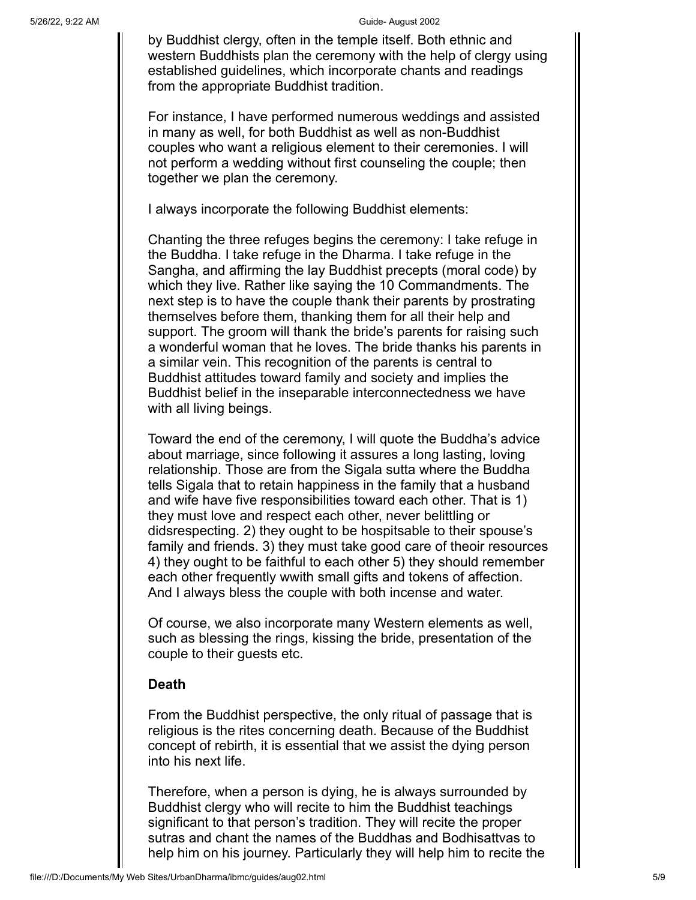by Buddhist clergy, often in the temple itself. Both ethnic and western Buddhists plan the ceremony with the help of clergy using established guidelines, which incorporate chants and readings from the appropriate Buddhist tradition.

For instance, I have performed numerous weddings and assisted in many as well, for both Buddhist as well as non-Buddhist couples who want a religious element to their ceremonies. I will not perform a wedding without first counseling the couple; then together we plan the ceremony.

I always incorporate the following Buddhist elements:

Chanting the three refuges begins the ceremony: I take refuge in the Buddha. I take refuge in the Dharma. I take refuge in the Sangha, and affirming the lay Buddhist precepts (moral code) by which they live. Rather like saying the 10 Commandments. The next step is to have the couple thank their parents by prostrating themselves before them, thanking them for all their help and support. The groom will thank the bride's parents for raising such a wonderful woman that he loves. The bride thanks his parents in a similar vein. This recognition of the parents is central to Buddhist attitudes toward family and society and implies the Buddhist belief in the inseparable interconnectedness we have with all living beings.

Toward the end of the ceremony, I will quote the Buddha's advice about marriage, since following it assures a long lasting, loving relationship. Those are from the Sigala sutta where the Buddha tells Sigala that to retain happiness in the family that a husband and wife have five responsibilities toward each other. That is 1) they must love and respect each other, never belittling or didsrespecting. 2) they ought to be hospitsable to their spouse's family and friends. 3) they must take good care of theoir resources 4) they ought to be faithful to each other 5) they should remember each other frequently wwith small gifts and tokens of affection. And I always bless the couple with both incense and water.

Of course, we also incorporate many Western elements as well, such as blessing the rings, kissing the bride, presentation of the couple to their guests etc.

**Death**

From the Buddhist perspective, the only ritual of passage that is religious is the rites concerning death. Because of the Buddhist concept of rebirth, it is essential that we assist the dying person into his next life.

Therefore, when a person is dying, he is always surrounded by Buddhist clergy who will recite to him the Buddhist teachings significant to that person's tradition. They will recite the proper sutras and chant the names of the Buddhas and Bodhisattvas to help him on his journey. Particularly they will help him to recite the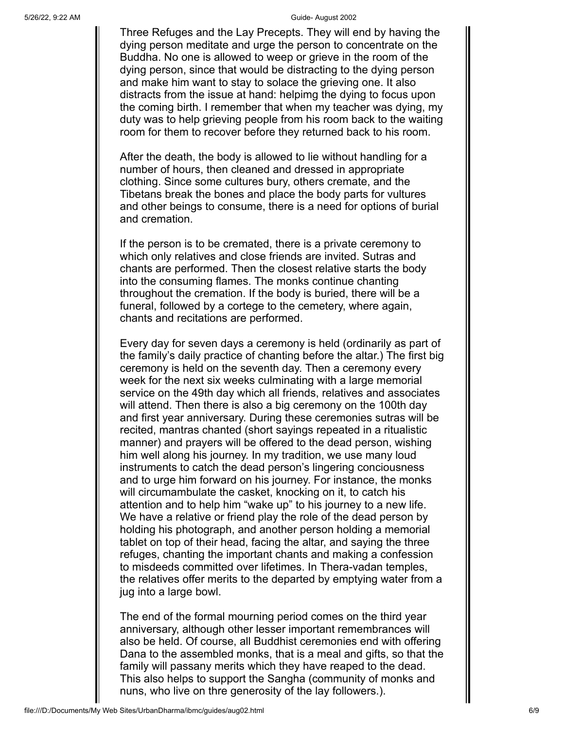Three Refuges and the Lay Precepts. They will end by having the dying person meditate and urge the person to concentrate on the Buddha. No one is allowed to weep or grieve in the room of the dying person, since that would be distracting to the dying person and make him want to stay to solace the grieving one. It also distracts from the issue at hand: helpimg the dying to focus upon the coming birth. I remember that when my teacher was dying, my duty was to help grieving people from his room back to the waiting room for them to recover before they returned back to his room.

After the death, the body is allowed to lie without handling for a number of hours, then cleaned and dressed in appropriate clothing. Since some cultures bury, others cremate, and the Tibetans break the bones and place the body parts for vultures and other beings to consume, there is a need for options of burial and cremation.

If the person is to be cremated, there is a private ceremony to which only relatives and close friends are invited. Sutras and chants are performed. Then the closest relative starts the body into the consuming flames. The monks continue chanting throughout the cremation. If the body is buried, there will be a funeral, followed by a cortege to the cemetery, where again, chants and recitations are performed.

Every day for seven days a ceremony is held (ordinarily as part of the family's daily practice of chanting before the altar.) The first big ceremony is held on the seventh day. Then a ceremony every week for the next six weeks culminating with a large memorial service on the 49th day which all friends, relatives and associates will attend. Then there is also a big ceremony on the 100th day and first year anniversary. During these ceremonies sutras will be recited, mantras chanted (short sayings repeated in a ritualistic manner) and prayers will be offered to the dead person, wishing him well along his journey. In my tradition, we use many loud instruments to catch the dead person's lingering conciousness and to urge him forward on his journey. For instance, the monks will circumambulate the casket, knocking on it, to catch his attention and to help him "wake up" to his journey to a new life. We have a relative or friend play the role of the dead person by holding his photograph, and another person holding a memorial tablet on top of their head, facing the altar, and saying the three refuges, chanting the important chants and making a confession to misdeeds committed over lifetimes. In Thera-vadan temples, the relatives offer merits to the departed by emptying water from a jug into a large bowl.

The end of the formal mourning period comes on the third year anniversary, although other lesser important remembrances will also be held. Of course, all Buddhist ceremonies end with offering Dana to the assembled monks, that is a meal and gifts, so that the family will passany merits which they have reaped to the dead. This also helps to support the Sangha (community of monks and nuns, who live on thre generosity of the lay followers.).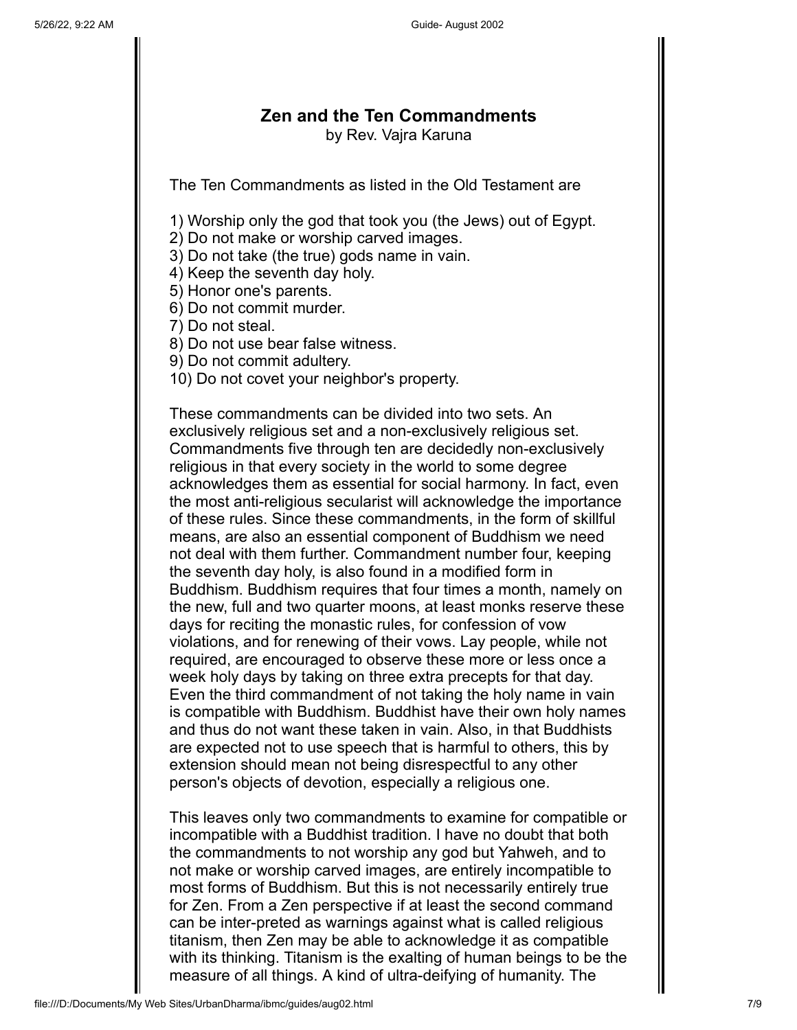## Zen and the Ten Commandments

by Rev. Vajra Karuna

The Ten Commandments as listed in the Old Testament are

1) Worship only the god that took you (the Jews) out of Egypt.
2) Do not make or worship carved images.
3) Do not take (the true) gods name in vain.
4) Keep the seventh day holy.
5) Honor one's parents.
6) Do not commit murder.
7) Do not steal.
8) Do not use bear false witness.
9) Do not commit adultery.
10) Do not covet your neighbor's property.

These commandments can be divided into two sets. An exclusively religious set and a non-exclusively religious set. Commandments five through ten are decidedly non-exclusively religious in that every society in the world to some degree acknowledges them as essential for social harmony. In fact, even the most anti-religious secularist will acknowledge the importance of these rules. Since these commandments, in the form of skillful means, are also an essential component of Buddhism we need not deal with them further. Commandment number four, keeping the seventh day holy, is also found in a modified form in Buddhism. Buddhism requires that four times a month, namely on the new, full and two quarter moons, at least monks reserve these days for reciting the monastic rules, for confession of vow violations, and for renewing of their vows. Lay people, while not required, are encouraged to observe these more or less once a week holy days by taking on three extra precepts for that day. Even the third commandment of not taking the holy name in vain is compatible with Buddhism. Buddhist have their own holy names and thus do not want these taken in vain. Also, in that Buddhists are expected not to use speech that is harmful to others, this by extension should mean not being disrespectful to any other person's objects of devotion, especially a religious one.

This leaves only two commandments to examine for compatible or incompatible with a Buddhist tradition. I have no doubt that both the commandments to not worship any god but Yahweh, and to not make or worship carved images, are entirely incompatible to most forms of Buddhism. But this is not necessarily entirely true for Zen. From a Zen perspective if at least the second command can be inter-preted as warnings against what is called religious titanism, then Zen may be able to acknowledge it as compatible with its thinking. Titanism is the exalting of human beings to be the measure of all things. A kind of ultra-deifying of humanity. The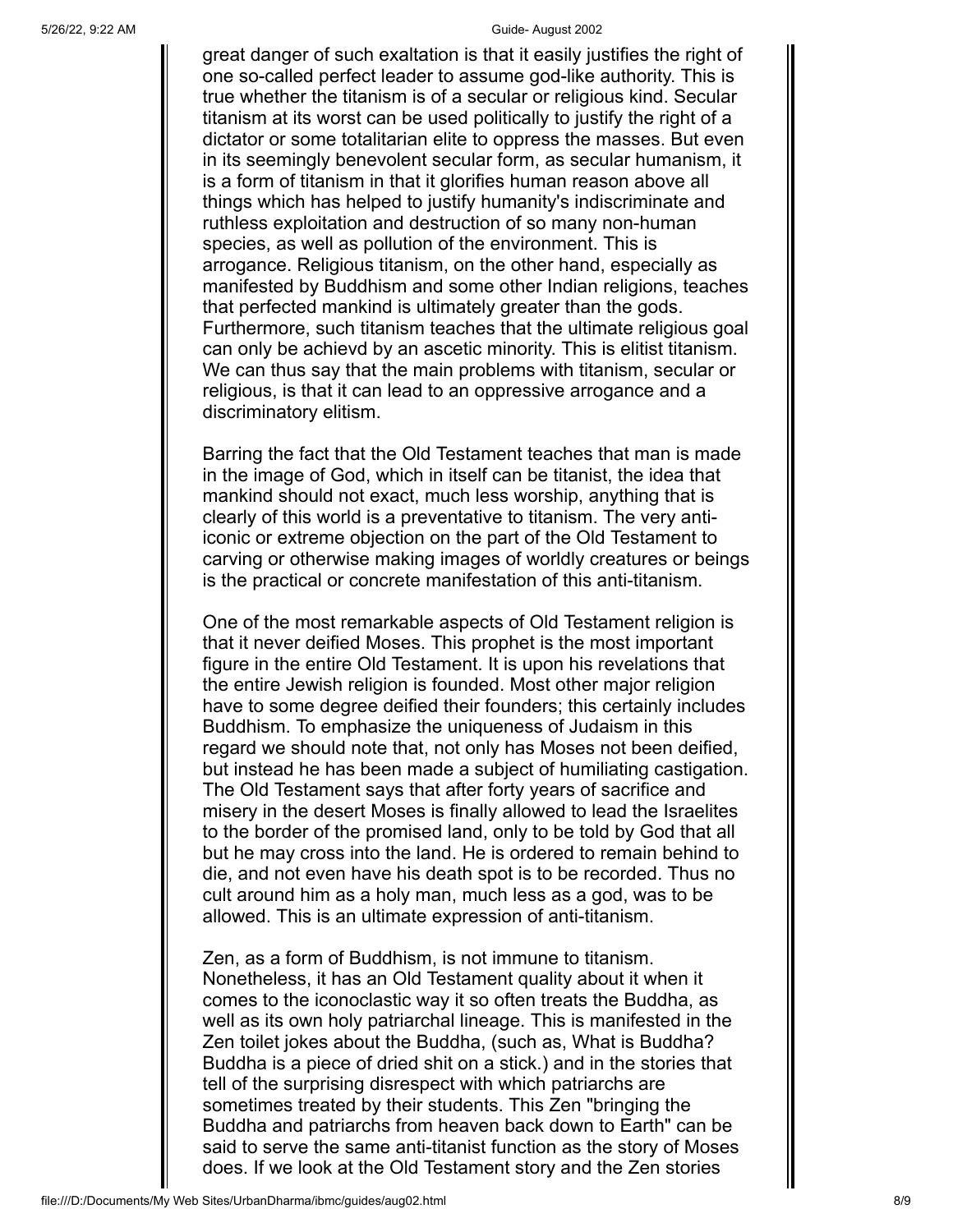great danger of such exaltation is that it easily justifies the right of one so-called perfect leader to assume god-like authority. This is true whether the titanism is of a secular or religious kind. Secular titanism at its worst can be used politically to justify the right of a dictator or some totalitarian elite to oppress the masses. But even in its seemingly benevolent secular form, as secular humanism, it is a form of titanism in that it glorifies human reason above all things which has helped to justify humanity's indiscriminate and ruthless exploitation and destruction of so many non-human species, as well as pollution of the environment. This is arrogance. Religious titanism, on the other hand, especially as manifested by Buddhism and some other Indian religions, teaches that perfected mankind is ultimately greater than the gods. Furthermore, such titanism teaches that the ultimate religious goal can only be achievd by an ascetic minority. This is elitist titanism. We can thus say that the main problems with titanism, secular or religious, is that it can lead to an oppressive arrogance and a discriminatory elitism.

Barring the fact that the Old Testament teaches that man is made in the image of God, which in itself can be titanist, the idea that mankind should not exact, much less worship, anything that is clearly of this world is a preventative to titanism. The very anti-iconic or extreme objection on the part of the Old Testament to carving or otherwise making images of worldly creatures or beings is the practical or concrete manifestation of this anti-titanism.

One of the most remarkable aspects of Old Testament religion is that it never deified Moses. This prophet is the most important figure in the entire Old Testament. It is upon his revelations that the entire Jewish religion is founded. Most other major religion have to some degree deified their founders; this certainly includes Buddhism. To emphasize the uniqueness of Judaism in this regard we should note that, not only has Moses not been deified, but instead he has been made a subject of humiliating castigation. The Old Testament says that after forty years of sacrifice and misery in the desert Moses is finally allowed to lead the Israelites to the border of the promised land, only to be told by God that all but he may cross into the land. He is ordered to remain behind to die, and not even have his death spot is to be recorded. Thus no cult around him as a holy man, much less as a god, was to be allowed. This is an ultimate expression of anti-titanism.

Zen, as a form of Buddhism, is not immune to titanism. Nonetheless, it has an Old Testament quality about it when it comes to the iconoclastic way it so often treats the Buddha, as well as its own holy patriarchal lineage. This is manifested in the Zen toilet jokes about the Buddha, (such as, What is Buddha? Buddha is a piece of dried shit on a stick.) and in the stories that tell of the surprising disrespect with which patriarchs are sometimes treated by their students. This Zen "bringing the Buddha and patriarchs from heaven back down to Earth" can be said to serve the same anti-titanist function as the story of Moses does. If we look at the Old Testament story and the Zen stories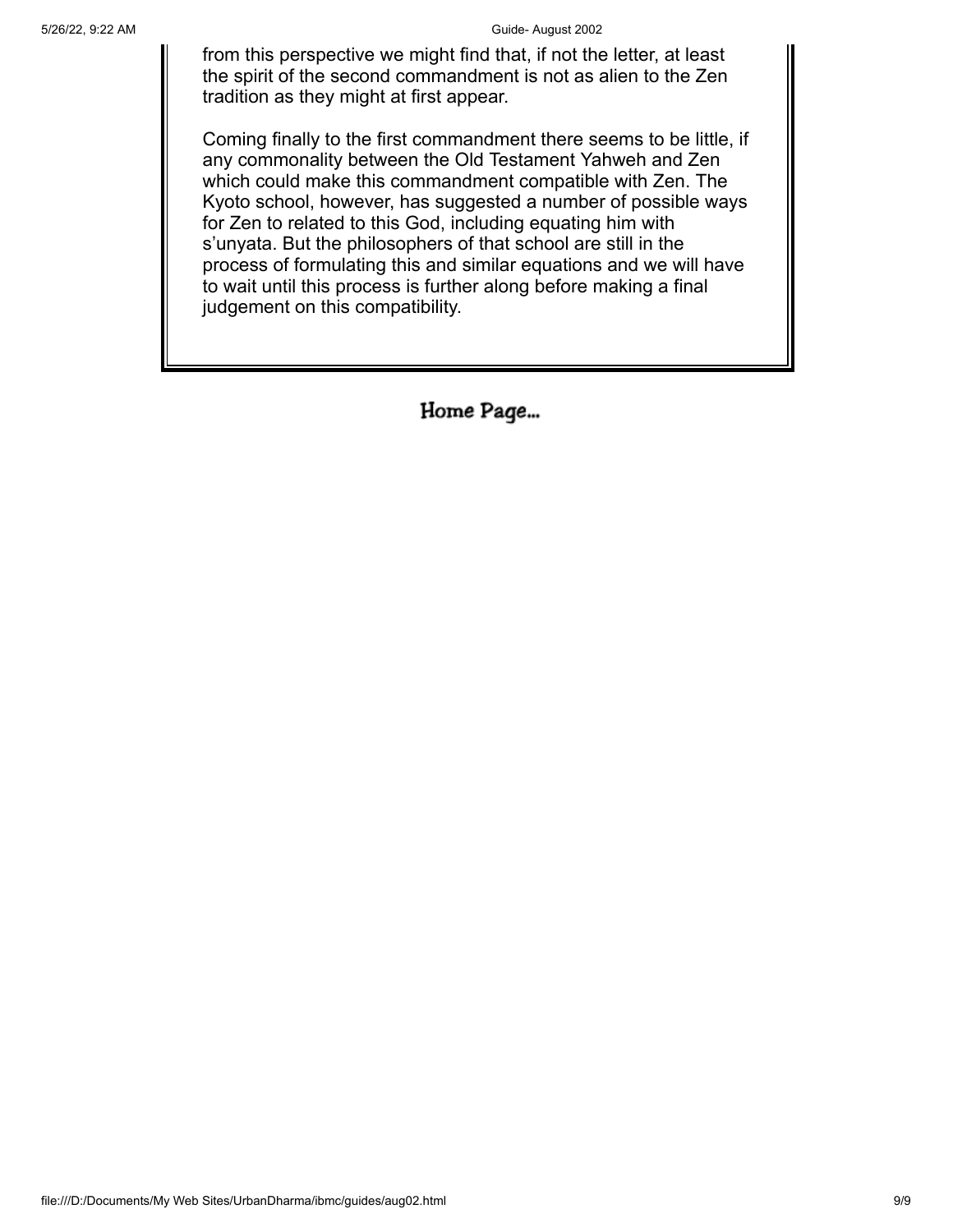from this perspective we might find that, if not the letter, at least the spirit of the second commandment is not as alien to the Zen tradition as they might at first appear.

Coming finally to the first commandment there seems to be little, if any commonality between the Old Testament Yahweh and Zen which could make this commandment compatible with Zen. The Kyoto school, however, has suggested a number of possible ways for Zen to related to this God, including equating him with s'unyata. But the philosophers of that school are still in the process of formulating this and similar equations and we will have to wait until this process is further along before making a final judgement on this compatibility.

Home Page...